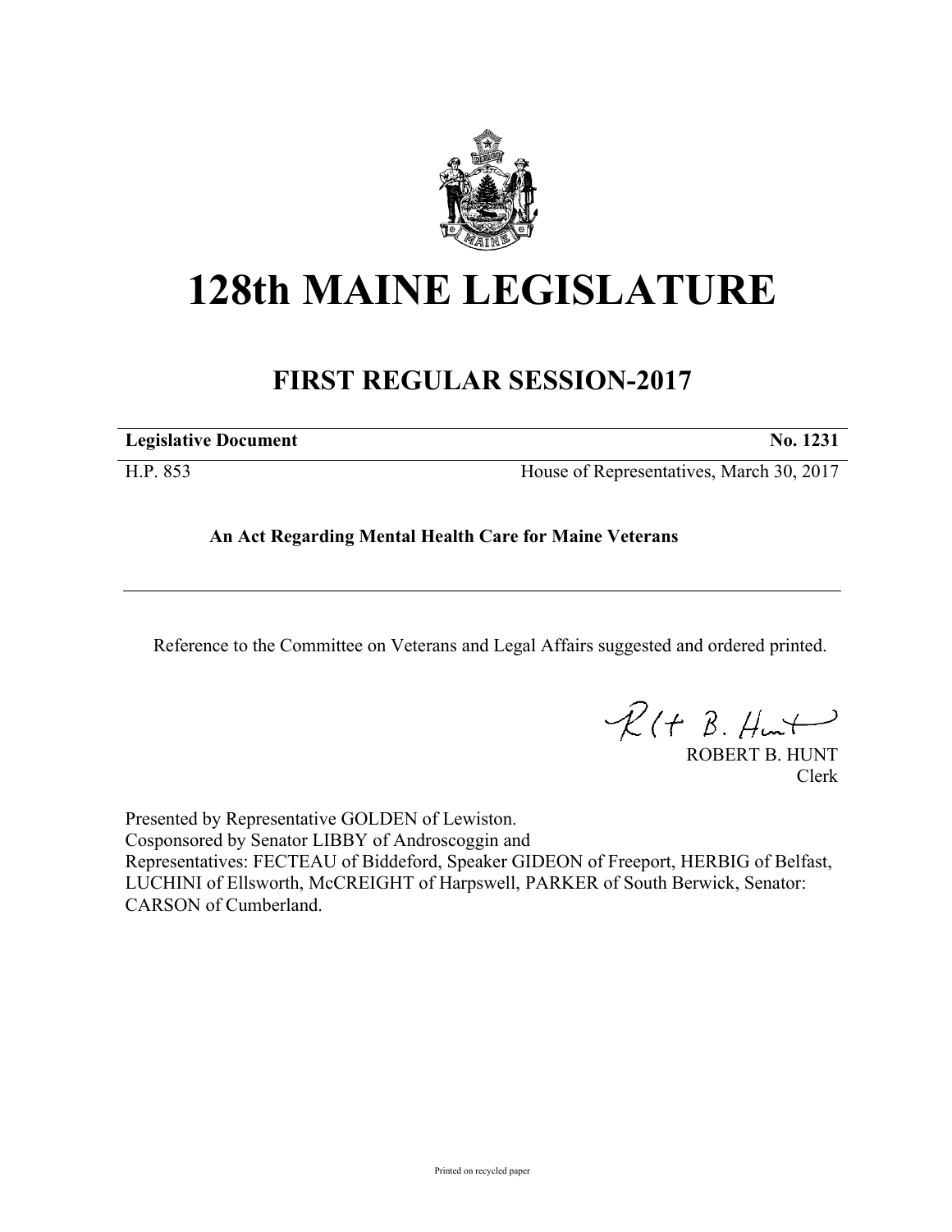# 128th MAINE LEGISLATURE

## FIRST REGULAR SESSION-2017

**Legislative Document** **No. 1231**

H.P. 853 House of Representatives, March 30, 2017

**An Act Regarding Mental Health Care for Maine Veterans**

Reference to the Committee on Veterans and Legal Affairs suggested and ordered printed.

ROBERT B. HUNT
Clerk

Presented by Representative GOLDEN of Lewiston.
Cosponsored by Senator LIBBY of Androscoggin and
Representatives: FECTEAU of Biddeford, Speaker GIDEON of Freeport, HERBIG of Belfast, LUCHINI of Ellsworth, McCREIGHT of Harpswell, PARKER of South Berwick, Senator: CARSON of Cumberland.

Printed on recycled paper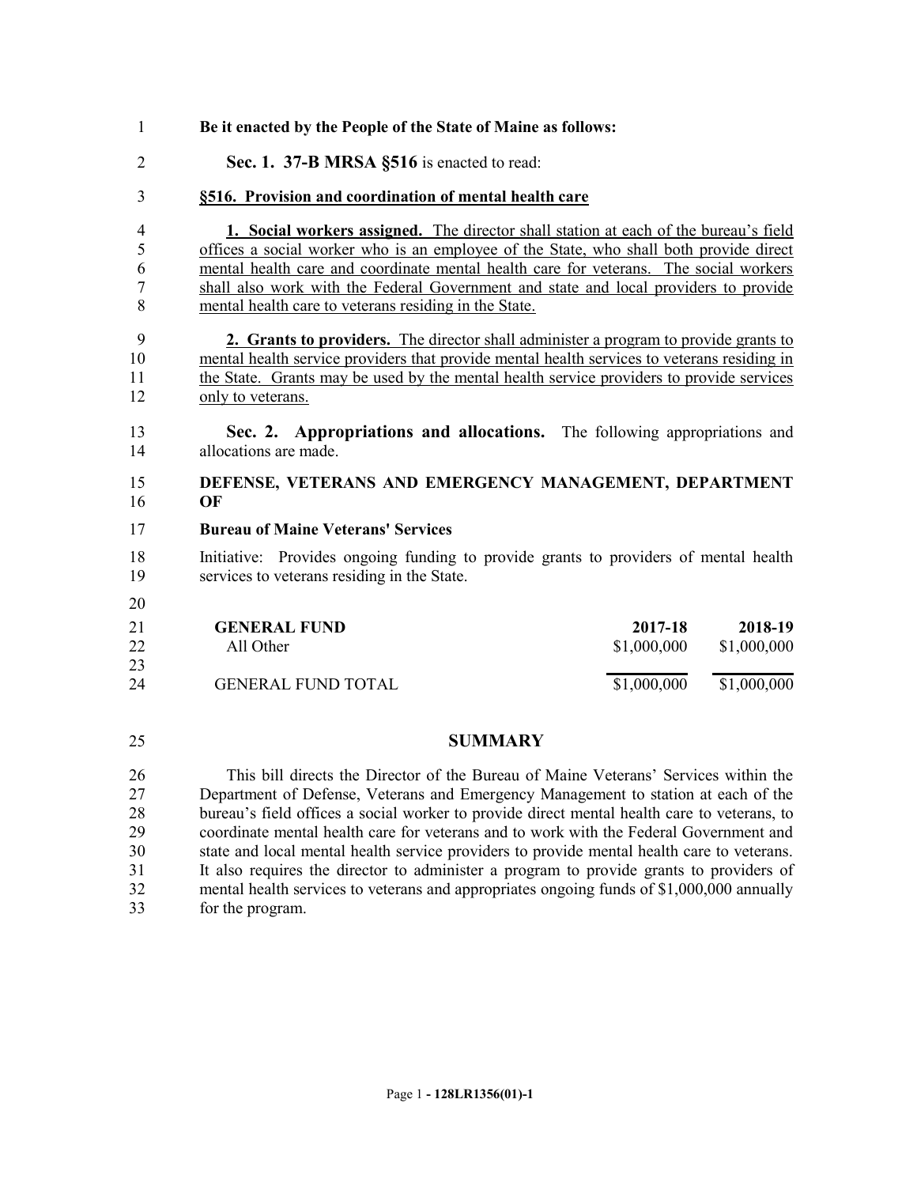**Be it enacted by the People of the State of Maine as follows:**

**Sec. 1. 37-B MRSA §516** is enacted to read:

**§516. Provision and coordination of mental health care**

**1. Social workers assigned.** The director shall station at each of the bureau's field offices a social worker who is an employee of the State, who shall both provide direct mental health care and coordinate mental health care for veterans. The social workers shall also work with the Federal Government and state and local providers to provide mental health care to veterans residing in the State.

**2. Grants to providers.** The director shall administer a program to provide grants to mental health service providers that provide mental health services to veterans residing in the State. Grants may be used by the mental health service providers to provide services only to veterans.

**Sec. 2. Appropriations and allocations.** The following appropriations and allocations are made.

**DEFENSE, VETERANS AND EMERGENCY MANAGEMENT, DEPARTMENT OF**

**Bureau of Maine Veterans' Services**

Initiative: Provides ongoing funding to provide grants to providers of mental health services to veterans residing in the State.

| | | |
|---|---|---|
| **GENERAL FUND** | **2017-18** | **2018-19** |
| All Other | $1,000,000 | $1,000,000 |
| GENERAL FUND TOTAL | $1,000,000 | $1,000,000 |

## SUMMARY

This bill directs the Director of the Bureau of Maine Veterans' Services within the Department of Defense, Veterans and Emergency Management to station at each of the bureau's field offices a social worker to provide direct mental health care to veterans, to coordinate mental health care for veterans and to work with the Federal Government and state and local mental health service providers to provide mental health care to veterans. It also requires the director to administer a program to provide grants to providers of mental health services to veterans and appropriates ongoing funds of $1,000,000 annually for the program.